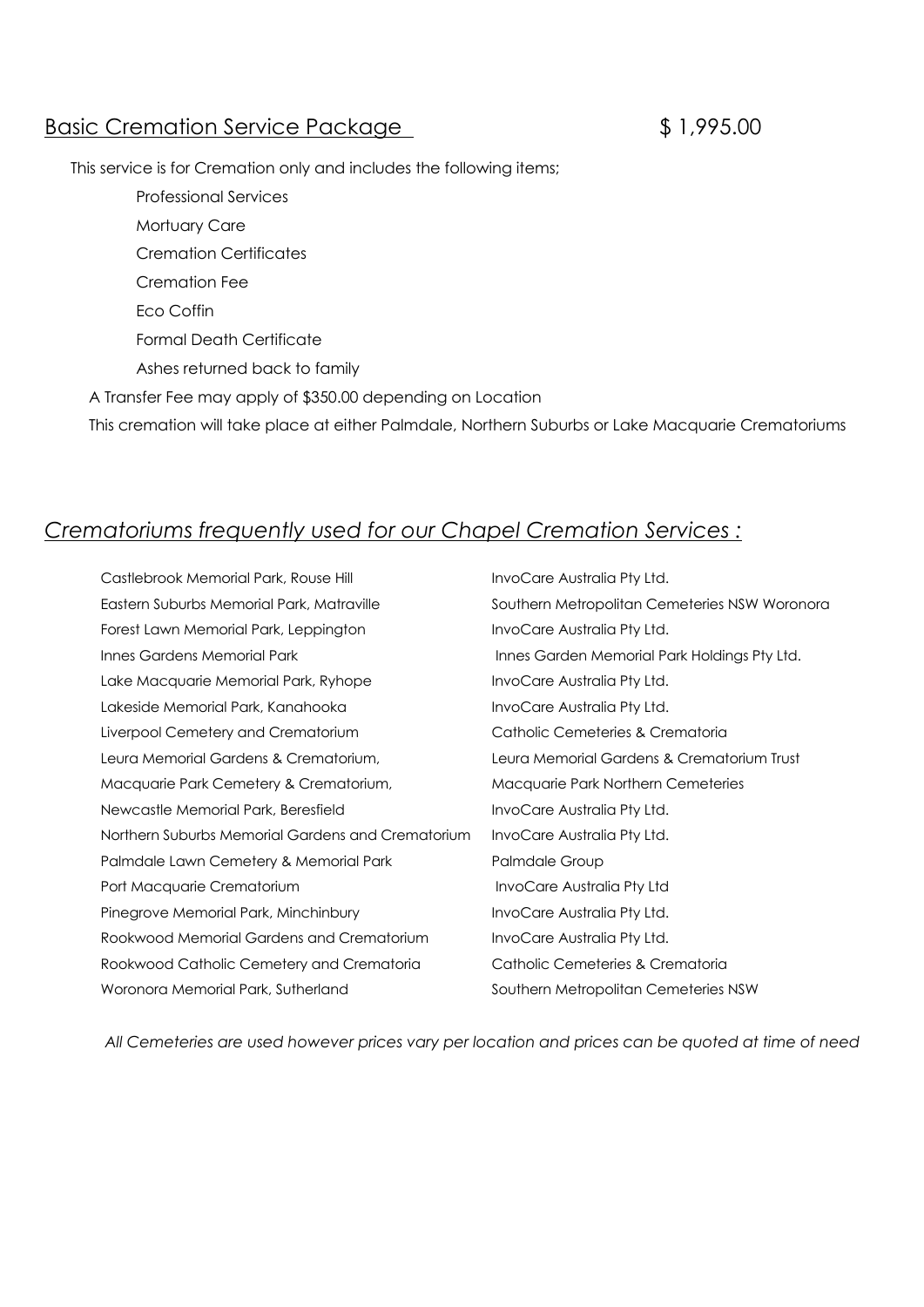## Basic Cremation Service Package $ 1,995.00

This service is for Cremation only and includes the following items;

- Professional Services
- Mortuary Care
- Cremation Certificates
- Cremation Fee
- Eco Coffin
- Formal Death Certificate
- Ashes returned back to family

A Transfer Fee may apply of $350.00 depending on Location

This cremation will take place at either Palmdale, Northern Suburbs or Lake Macquarie Crematoriums

## *Crematoriums frequently used for our Chapel Cremation Services :*

| | |
|---|---|
| Castlebrook Memorial Park, Rouse Hill | InvoCare Australia Pty Ltd. |
| Eastern Suburbs Memorial Park, Matraville | Southern Metropolitan Cemeteries NSW Woronora |
| Forest Lawn Memorial Park, Leppington | InvoCare Australia Pty Ltd. |
| Innes Gardens Memorial Park | Innes Garden Memorial Park Holdings Pty Ltd. |
| Lake Macquarie Memorial Park, Ryhope | InvoCare Australia Pty Ltd. |
| Lakeside Memorial Park, Kanahooka | InvoCare Australia Pty Ltd. |
| Liverpool Cemetery and Crematorium | Catholic Cemeteries & Crematoria |
| Leura Memorial Gardens & Crematorium, | Leura Memorial Gardens & Crematorium Trust |
| Macquarie Park Cemetery & Crematorium, | Macquarie Park Northern Cemeteries |
| Newcastle Memorial Park, Beresfield | InvoCare Australia Pty Ltd. |
| Northern Suburbs Memorial Gardens and Crematorium | InvoCare Australia Pty Ltd. |
| Palmdale Lawn Cemetery & Memorial Park | Palmdale Group |
| Port Macquarie Crematorium | InvoCare Australia Pty Ltd |
| Pinegrove Memorial Park, Minchinbury | InvoCare Australia Pty Ltd. |
| Rookwood Memorial Gardens and Crematorium | InvoCare Australia Pty Ltd. |
| Rookwood Catholic Cemetery and Crematoria | Catholic Cemeteries & Crematoria |
| Woronora Memorial Park, Sutherland | Southern Metropolitan Cemeteries NSW |

*All Cemeteries are used however prices vary per location and prices can be quoted at time of need*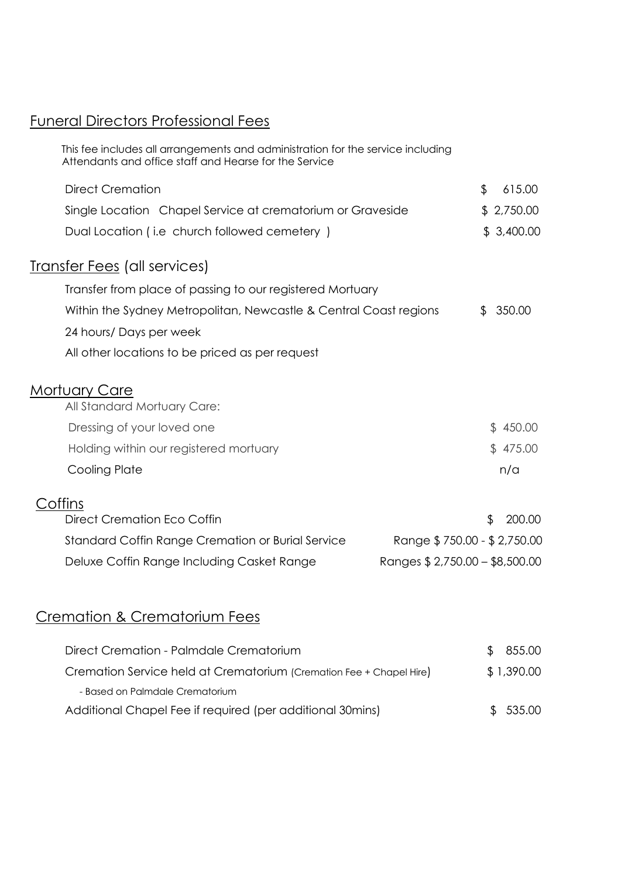## Funeral Directors Professional Fees

This fee includes all arrangements and administration for the service including Attendants and office staff and Hearse for the Service

| | |
|---|---|
| Direct Cremation | $ 615.00 |
| Single Location Chapel Service at crematorium or Graveside | $ 2,750.00 |
| Dual Location ( i.e church followed cemetery ) | $ 3,400.00 |

## Transfer Fees (all services)

Transfer from place of passing to our registered Mortuary

| | |
|---|---|
| Within the Sydney Metropolitan, Newcastle & Central Coast regions | $ 350.00 |

24 hours/ Days per week

All other locations to be priced as per request

## Mortuary Care

All Standard Mortuary Care:

| | |
|---|---|
| Dressing of your loved one | $ 450.00 |
| Holding within our registered mortuary | $ 475.00 |
| Cooling Plate | n/a |

## Coffins

| | |
|---|---|
| Direct Cremation Eco Coffin | $ 200.00 |
| Standard Coffin Range Cremation or Burial Service | Range $ 750.00 - $ 2,750.00 |
| Deluxe Coffin Range Including Casket Range | Ranges $ 2,750.00 – $8,500.00 |

## Cremation & Crematorium Fees

| | |
|---|---|
| Direct Cremation - Palmdale Crematorium | $ 855.00 |
| Cremation Service held at Crematorium (Cremation Fee + Chapel Hire)<br>- Based on Palmdale Crematorium | $ 1,390.00 |
| Additional Chapel Fee if required (per additional 30mins) | $ 535.00 |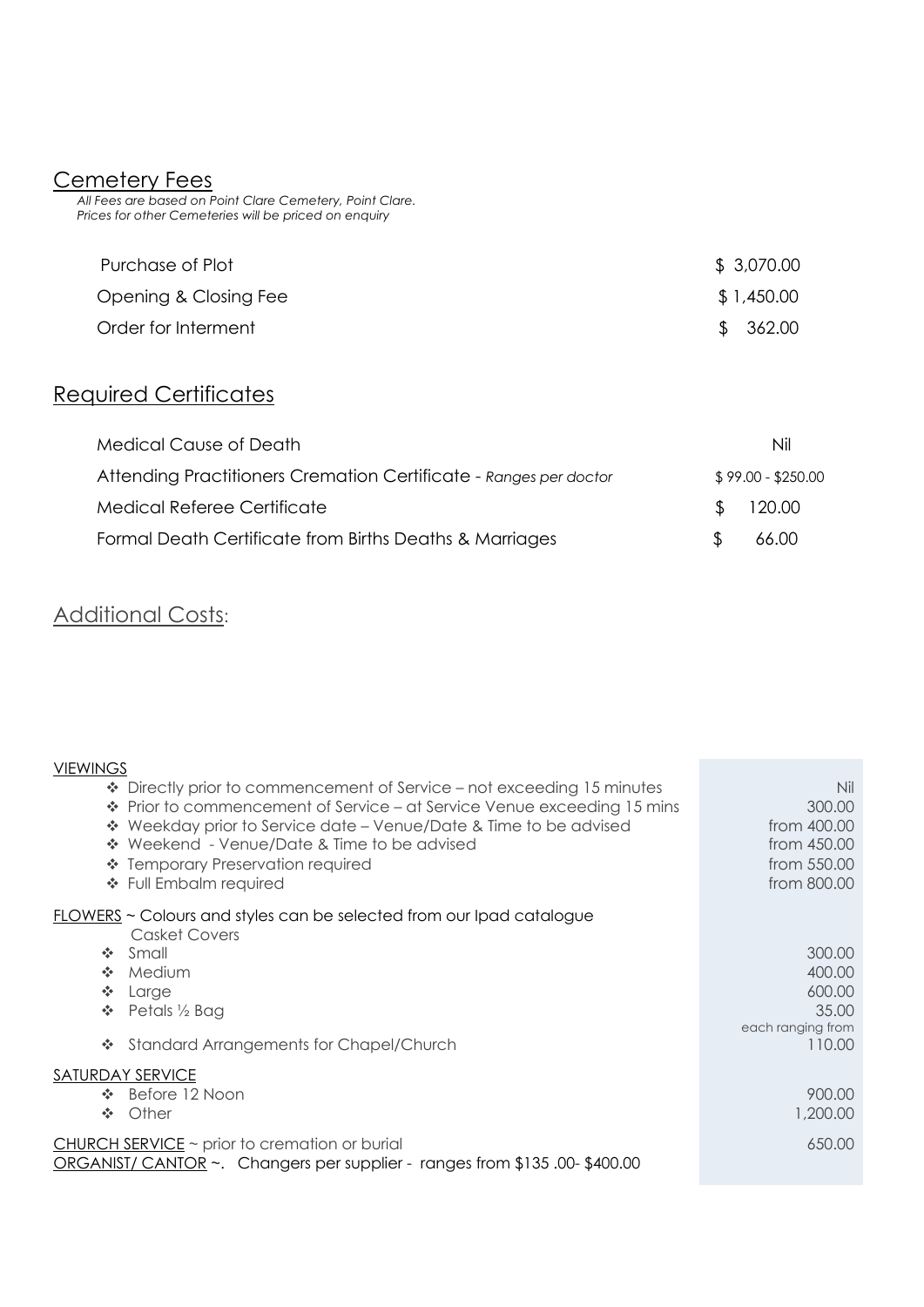## Cemetery Fees

*All Fees are based on Point Clare Cemetery, Point Clare.*
*Prices for other Cemeteries will be priced on enquiry*

| | |
|---|---|
| Purchase of Plot | $ 3,070.00 |
| Opening & Closing Fee | $ 1,450.00 |
| Order for Interment | $ 362.00 |

## Required Certificates

| | |
|---|---|
| Medical Cause of Death | Nil |
| Attending Practitioners Cremation Certificate - *Ranges per doctor* | $ 99.00 - $250.00 |
| Medical Referee Certificate | $ 120.00 |
| Formal Death Certificate from Births Deaths & Marriages | $ 66.00 |

## Additional Costs:

| | |
|---|---|
| **VIEWINGS** | |
| ❖ Directly prior to commencement of Service – not exceeding 15 minutes | Nil |
| ❖ Prior to commencement of Service – at Service Venue exceeding 15 mins | 300.00 |
| ❖ Weekday prior to Service date – Venue/Date & Time to be advised | from 400.00 |
| ❖ Weekend - Venue/Date & Time to be advised | from 450.00 |
| ❖ Temporary Preservation required | from 550.00 |
| ❖ Full Embalm required | from 800.00 |
| **FLOWERS** ~ Colours and styles can be selected from our Ipad catalogue | |
| Casket Covers | |
| ❖ Small | 300.00 |
| ❖ Medium | 400.00 |
| ❖ Large | 600.00 |
| ❖ Petals ½ Bag | 35.00 |
| ❖ Standard Arrangements for Chapel/Church | each ranging from 110.00 |
| **SATURDAY SERVICE** | |
| ❖ Before 12 Noon | 900.00 |
| ❖ Other | 1,200.00 |
| **CHURCH SERVICE** ~ prior to cremation or burial | 650.00 |
| **ORGANIST/ CANTOR** ~. Changers per supplier - ranges from $135 .00- $400.00 | |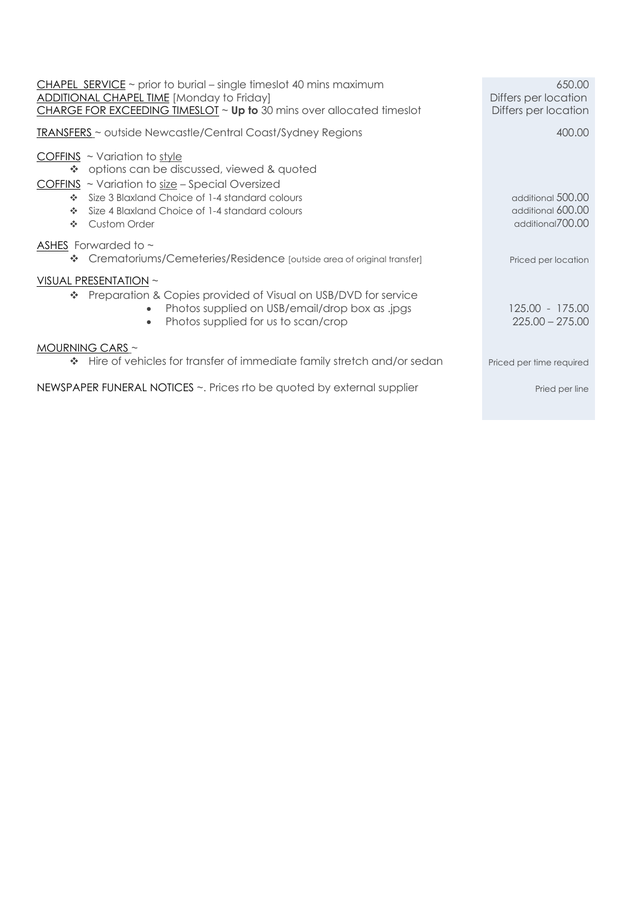| | |
|---|---|
| CHAPEL SERVICE ~ prior to burial – single timeslot 40 mins maximum | 650.00 |
| ADDITIONAL CHAPEL TIME [Monday to Friday] | Differs per location |
| CHARGE FOR EXCEEDING TIMESLOT ~ **Up to** 30 mins over allocated timeslot | Differs per location |
| TRANSFERS ~ outside Newcastle/Central Coast/Sydney Regions | 400.00 |
| COFFINS ~ Variation to style | |
| ❖ options can be discussed, viewed & quoted | |
| COFFINS ~ Variation to size – Special Oversized | |
| ❖ Size 3 Blaxland Choice of 1-4 standard colours | additional 500.00 |
| ❖ Size 4 Blaxland Choice of 1-4 standard colours | additional 600.00 |
| ❖ Custom Order | additional700.00 |
| ASHES Forwarded to ~ | |
| ❖ Crematoriums/Cemeteries/Residence [outside area of original transfer] | Priced per location |
| VISUAL PRESENTATION ~ | |
| ❖ Preparation & Copies provided of Visual on USB/DVD for service | |
| • Photos supplied on USB/email/drop box as .jpgs | 125.00 - 175.00 |
| • Photos supplied for us to scan/crop | 225.00 – 275.00 |
| MOURNING CARS ~ | |
| ❖ Hire of vehicles for transfer of immediate family stretch and/or sedan | Priced per time required |
| NEWSPAPER FUNERAL NOTICES ~. Prices rto be quoted by external supplier | Pried per line |